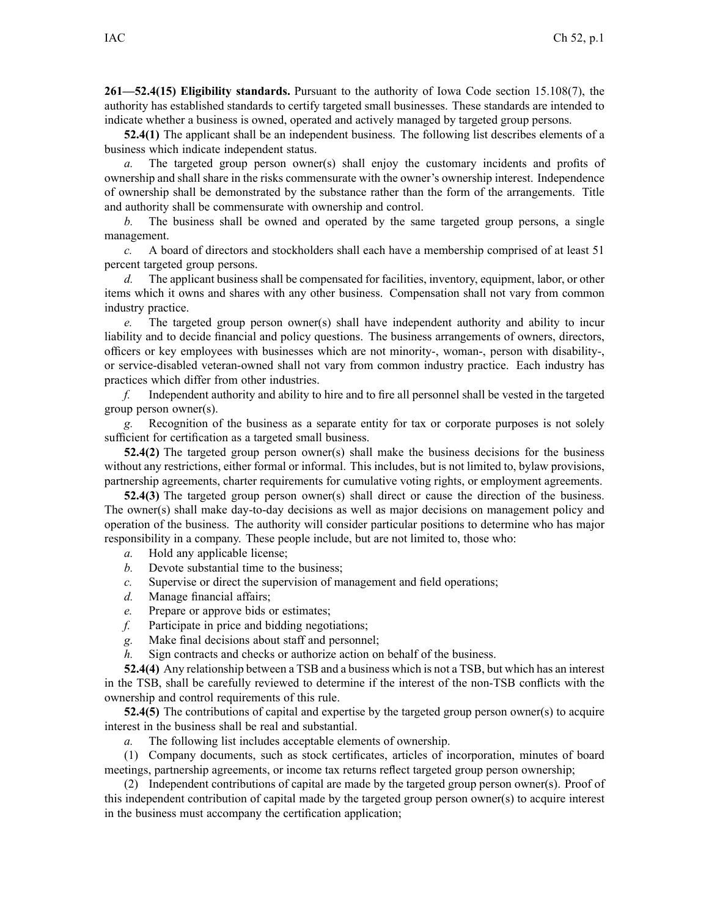**261—52.4(15) Eligibility standards.** Pursuant to the authority of Iowa Code section 15.108(7), the authority has established standards to certify targeted small businesses. These standards are intended to indicate whether a business is owned, operated and actively managed by targeted group persons.

**52.4(1)** The applicant shall be an independent business. The following list describes elements of a business which indicate independent status.

*a.* The targeted group person owner(s) shall enjoy the customary incidents and profits of ownership and shall share in the risks commensurate with the owner's ownership interest. Independence of ownership shall be demonstrated by the substance rather than the form of the arrangements. Title and authority shall be commensurate with ownership and control.

*b.* The business shall be owned and operated by the same targeted group persons, a single management.

*c.* A board of directors and stockholders shall each have a membership comprised of at least 51 percent targeted group persons.

*d.* The applicant business shall be compensated for facilities, inventory, equipment, labor, or other items which it owns and shares with any other business. Compensation shall not vary from common industry practice.

*e.* The targeted group person owner(s) shall have independent authority and ability to incur liability and to decide financial and policy questions. The business arrangements of owners, directors, officers or key employees with businesses which are not minority-, woman-, person with disability-, or service-disabled veteran-owned shall not vary from common industry practice. Each industry has practices which differ from other industries.

*f.* Independent authority and ability to hire and to fire all personnel shall be vested in the targeted group person owner(s).

*g.* Recognition of the business as a separate entity for tax or corporate purposes is not solely sufficient for certification as a targeted small business.

**52.4(2)** The targeted group person owner(s) shall make the business decisions for the business without any restrictions, either formal or informal. This includes, but is not limited to, bylaw provisions, partnership agreements, charter requirements for cumulative voting rights, or employment agreements.

**52.4(3)** The targeted group person owner(s) shall direct or cause the direction of the business. The owner(s) shall make day-to-day decisions as well as major decisions on management policy and operation of the business. The authority will consider particular positions to determine who has major responsibility in a company. These people include, but are not limited to, those who:

*a.* Hold any applicable license;

*b.* Devote substantial time to the business;

*c.* Supervise or direct the supervision of management and field operations;

*d.* Manage financial affairs;

*e.* Prepare or approve bids or estimates;

*f.* Participate in price and bidding negotiations;

*g.* Make final decisions about staff and personnel;

*h.* Sign contracts and checks or authorize action on behalf of the business.

**52.4(4)** Any relationship between a TSB and a business which is not a TSB, but which has an interest in the TSB, shall be carefully reviewed to determine if the interest of the non-TSB conflicts with the ownership and control requirements of this rule.

**52.4(5)** The contributions of capital and expertise by the targeted group person owner(s) to acquire interest in the business shall be real and substantial.

*a.* The following list includes acceptable elements of ownership.

(1) Company documents, such as stock certificates, articles of incorporation, minutes of board meetings, partnership agreements, or income tax returns reflect targeted group person ownership;

(2) Independent contributions of capital are made by the targeted group person owner(s). Proof of this independent contribution of capital made by the targeted group person owner(s) to acquire interest in the business must accompany the certification application;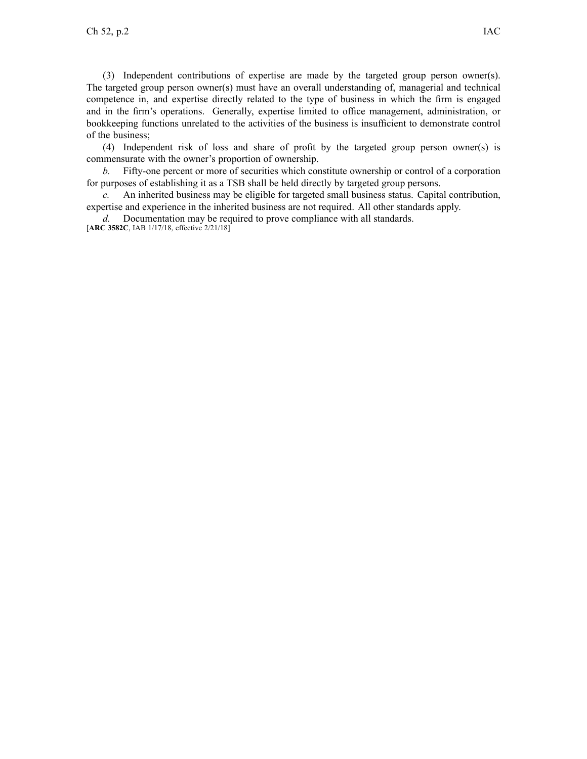(3) Independent contributions of expertise are made by the targeted group person owner(s). The targeted group person owner(s) must have an overall understanding of, managerial and technical competence in, and expertise directly related to the type of business in which the firm is engaged and in the firm's operations. Generally, expertise limited to office management, administration, or bookkeeping functions unrelated to the activities of the business is insufficient to demonstrate control of the business;

(4) Independent risk of loss and share of profit by the targeted group person owner(s) is commensurate with the owner's proportion of ownership.

*b.* Fifty-one percent or more of securities which constitute ownership or control of a corporation for purposes of establishing it as a TSB shall be held directly by targeted group persons.

*c.* An inherited business may be eligible for targeted small business status. Capital contribution, expertise and experience in the inherited business are not required. All other standards apply.

*d.* Documentation may be required to prove compliance with all standards.

[**ARC 3582C**, IAB 1/17/18, effective 2/21/18]